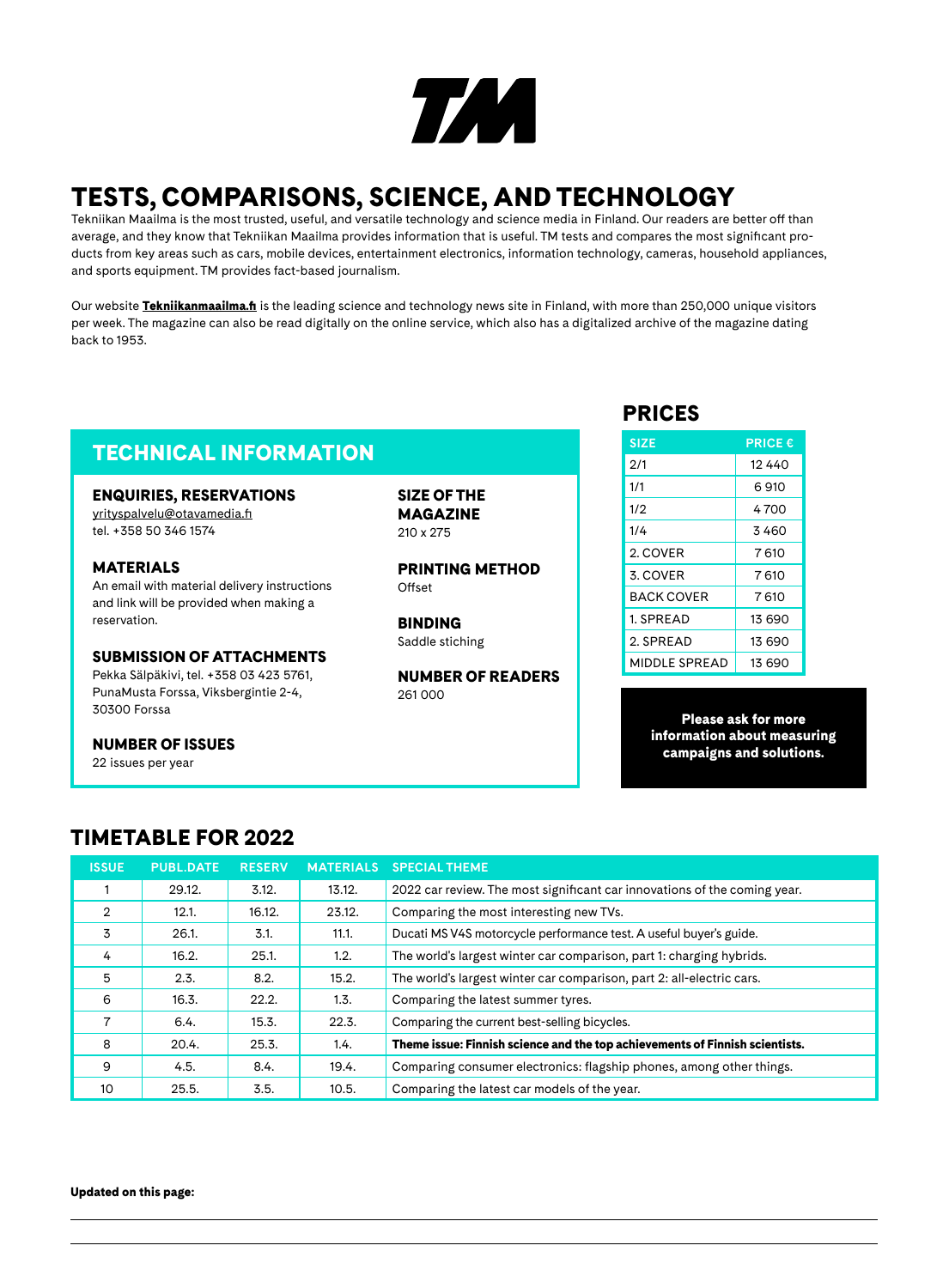TM

# TESTS, COMPARISONS, SCIENCE, AND TECHNOLOGY

Tekniikan Maailma is the most trusted, useful, and versatile technology and science media in Finland. Our readers are better off than average, and they know that Tekniikan Maailma provides information that is useful. TM tests and compares the most significant products from key areas such as cars, mobile devices, entertainment electronics, information technology, cameras, household appliances, and sports equipment. TM provides fact-based journalism.

Our website **Tekniikanmaailma.fi** is the leading science and technology news site in Finland, with more than 250,000 unique visitors per week. The magazine can also be read digitally on the online service, which also has a digitalized archive of the magazine dating back to 1953.

## TECHNICAL INFORMATION

### ENQUIRIES, RESERVATIONS

yrityspalvelu@otavamedia.fi
tel. +358 50 346 1574

### MATERIALS

An email with material delivery instructions and link will be provided when making a reservation.

### SUBMISSION OF ATTACHMENTS

Pekka Säläpkivi, tel. +358 03 423 5761,
PunaMusta Forssa, Viksbergintie 2-4,
30300 Forssa

### NUMBER OF ISSUES

22 issues per year

### SIZE OF THE MAGAZINE

210 x 275

### PRINTING METHOD

Offset

### BINDING

Saddle stiching

### NUMBER OF READERS

261 000

## PRICES

| SIZE | PRICE € |
|---|---|
| 2/1 | 12 440 |
| 1/1 | 6 910 |
| 1/2 | 4 700 |
| 1/4 | 3 460 |
| 2. COVER | 7 610 |
| 3. COVER | 7 610 |
| BACK COVER | 7 610 |
| 1. SPREAD | 13 690 |
| 2. SPREAD | 13 690 |
| MIDDLE SPREAD | 13 690 |

**Please ask for more information about measuring campaigns and solutions.**

## TIMETABLE FOR 2022

| ISSUE | PUBL.DATE | RESERV | MATERIALS | SPECIAL THEME |
|---|---|---|---|---|
| 1 | 29.12. | 3.12. | 13.12. | 2022 car review. The most significant car innovations of the coming year. |
| 2 | 12.1. | 16.12. | 23.12. | Comparing the most interesting new TVs. |
| 3 | 26.1. | 3.1. | 11.1. | Ducati MS V4S motorcycle performance test. A useful buyer's guide. |
| 4 | 16.2. | 25.1. | 1.2. | The world's largest winter car comparison, part 1: charging hybrids. |
| 5 | 2.3. | 8.2. | 15.2. | The world's largest winter car comparison, part 2: all-electric cars. |
| 6 | 16.3. | 22.2. | 1.3. | Comparing the latest summer tyres. |
| 7 | 6.4. | 15.3. | 22.3. | Comparing the current best-selling bicycles. |
| 8 | 20.4. | 25.3. | 1.4. | **Theme issue: Finnish science and the top achievements of Finnish scientists.** |
| 9 | 4.5. | 8.4. | 19.4. | Comparing consumer electronics: flagship phones, among other things. |
| 10 | 25.5. | 3.5. | 10.5. | Comparing the latest car models of the year. |

**Updated on this page:**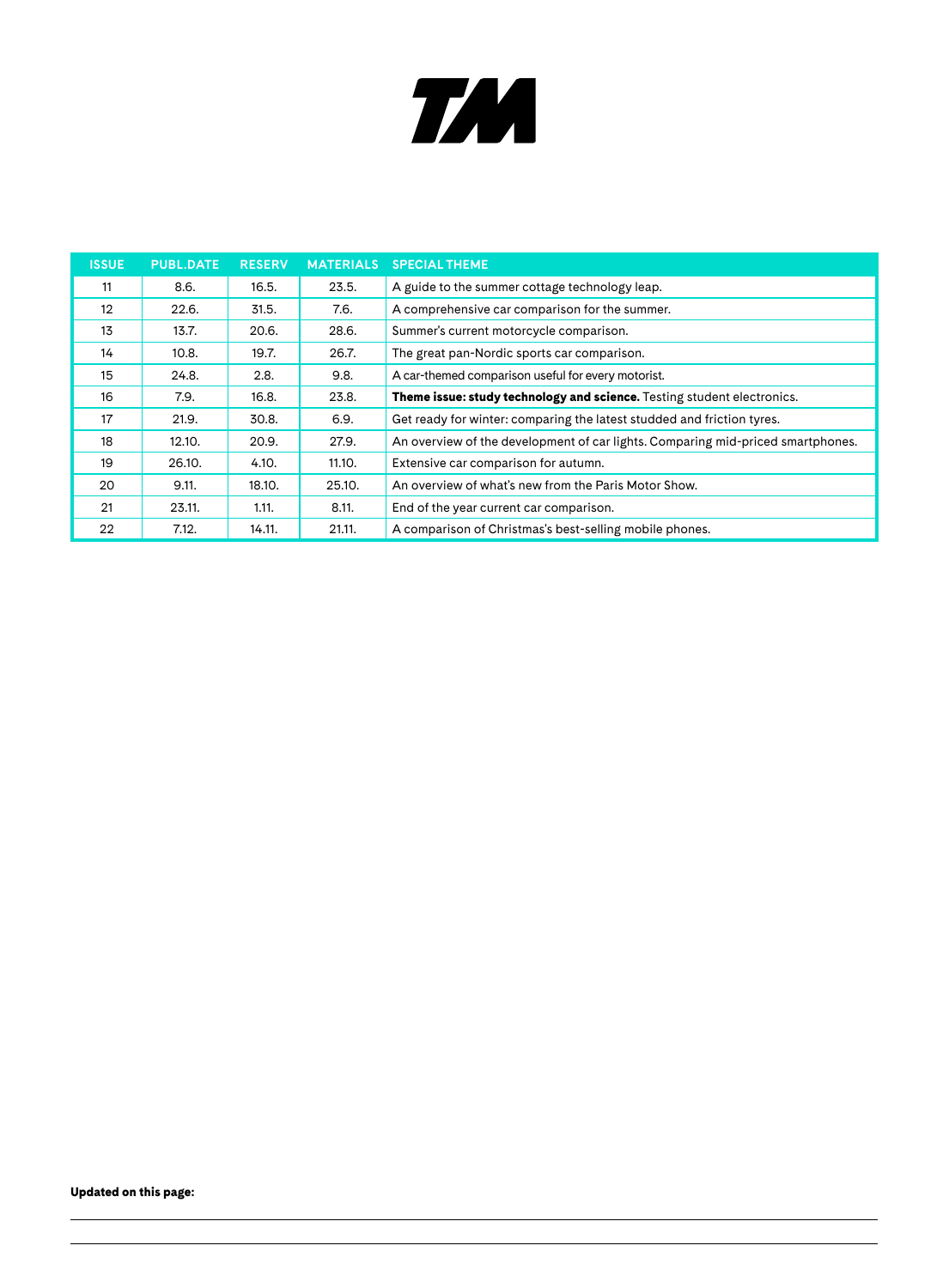TM

| ISSUE | PUBL.DATE | RESERV | MATERIALS | SPECIAL THEME |
|---|---|---|---|---|
| 11 | 8.6. | 16.5. | 23.5. | A guide to the summer cottage technology leap. |
| 12 | 22.6. | 31.5. | 7.6. | A comprehensive car comparison for the summer. |
| 13 | 13.7. | 20.6. | 28.6. | Summer's current motorcycle comparison. |
| 14 | 10.8. | 19.7. | 26.7. | The great pan-Nordic sports car comparison. |
| 15 | 24.8. | 2.8. | 9.8. | A car-themed comparison useful for every motorist. |
| 16 | 7.9. | 16.8. | 23.8. | **Theme issue: study technology and science.** Testing student electronics. |
| 17 | 21.9. | 30.8. | 6.9. | Get ready for winter: comparing the latest studded and friction tyres. |
| 18 | 12.10. | 20.9. | 27.9. | An overview of the development of car lights. Comparing mid-priced smartphones. |
| 19 | 26.10. | 4.10. | 11.10. | Extensive car comparison for autumn. |
| 20 | 9.11. | 18.10. | 25.10. | An overview of what's new from the Paris Motor Show. |
| 21 | 23.11. | 1.11. | 8.11. | End of the year current car comparison. |
| 22 | 7.12. | 14.11. | 21.11. | A comparison of Christmas's best-selling mobile phones. |

**Updated on this page:**